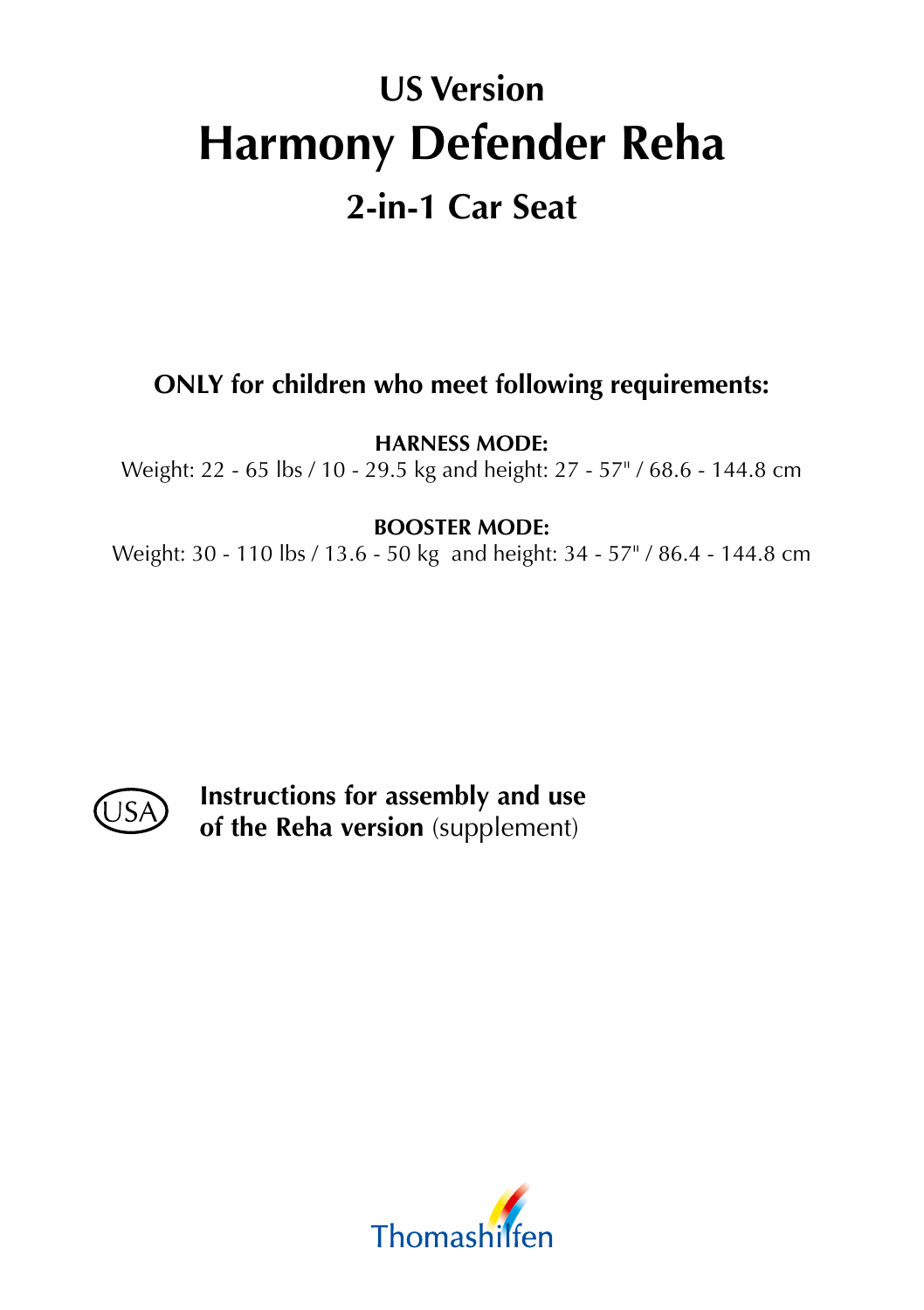## US Version

# Harmony Defender Reha

## 2-in-1 Car Seat

**ONLY for children who meet following requirements:**

**HARNESS MODE:**
Weight: 22 - 65 lbs / 10 - 29.5 kg and height: 27 - 57" / 68.6 - 144.8 cm

**BOOSTER MODE:**
Weight: 30 - 110 lbs / 13.6 - 50 kg and height: 34 - 57" / 86.4 - 144.8 cm

USA

**Instructions for assembly and use of the Reha version** (supplement)

Thomashilfen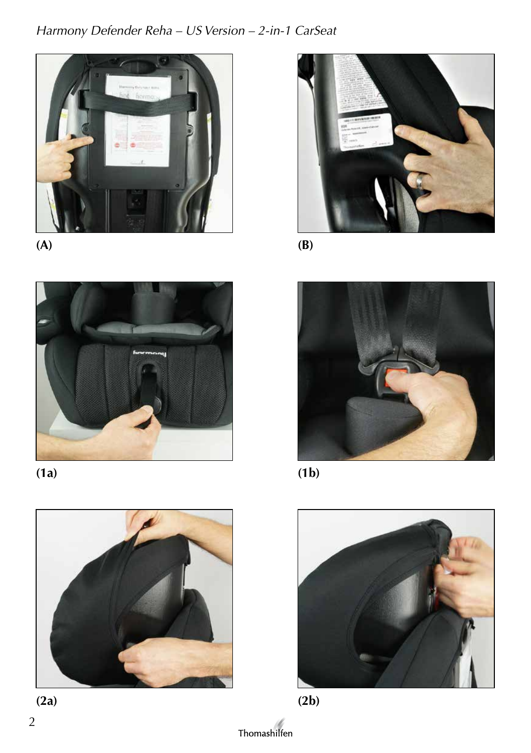(A)

(B)

(1a)

(1b)

(2a)

(2b)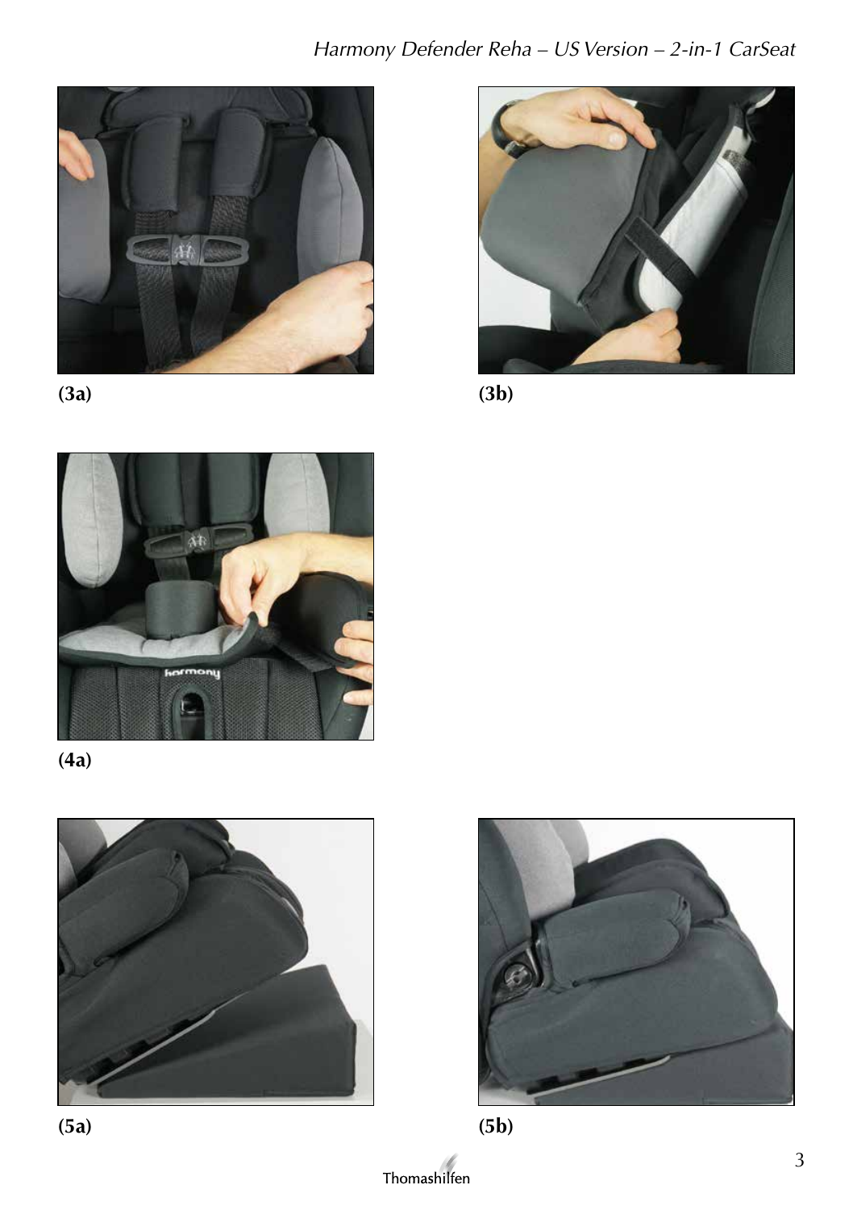(3a)

(3b)

(4a)

(5a)

(5b)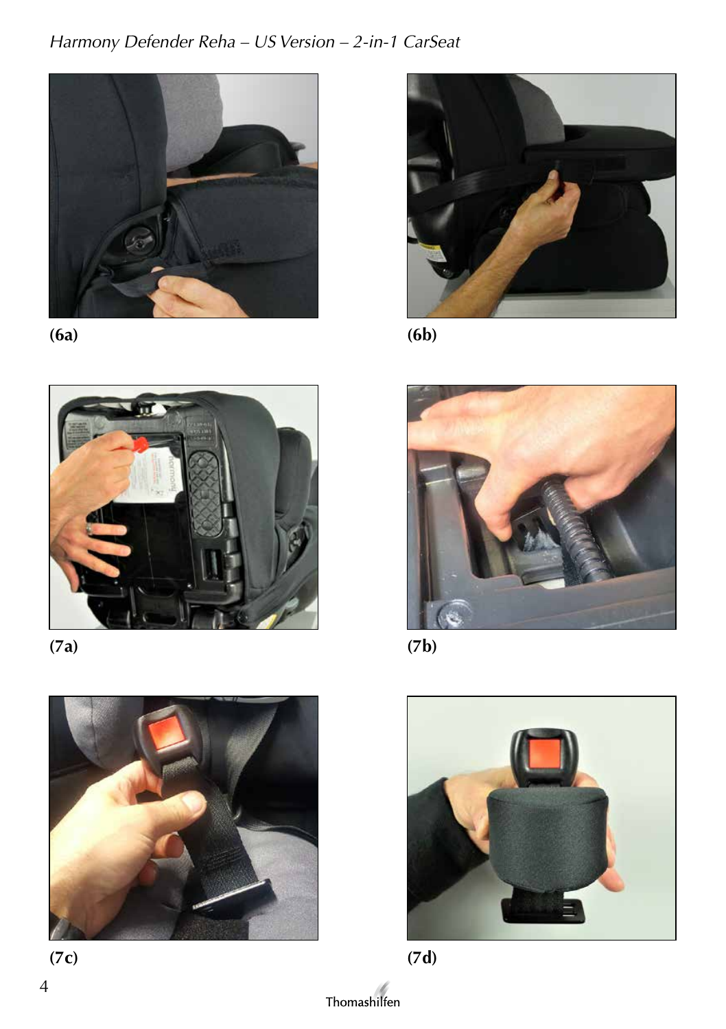(6a)

(6b)

(7a)

(7b)

(7c)

(7d)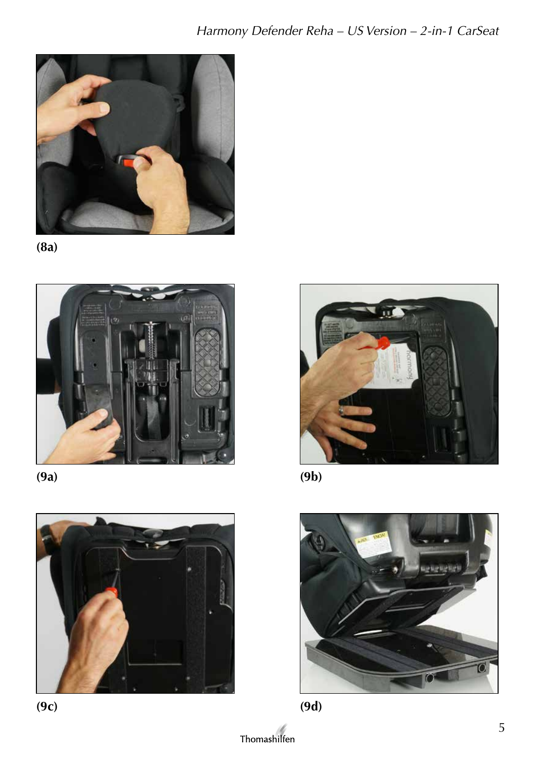(8a)

(9a)

(9b)

(9c)

(9d)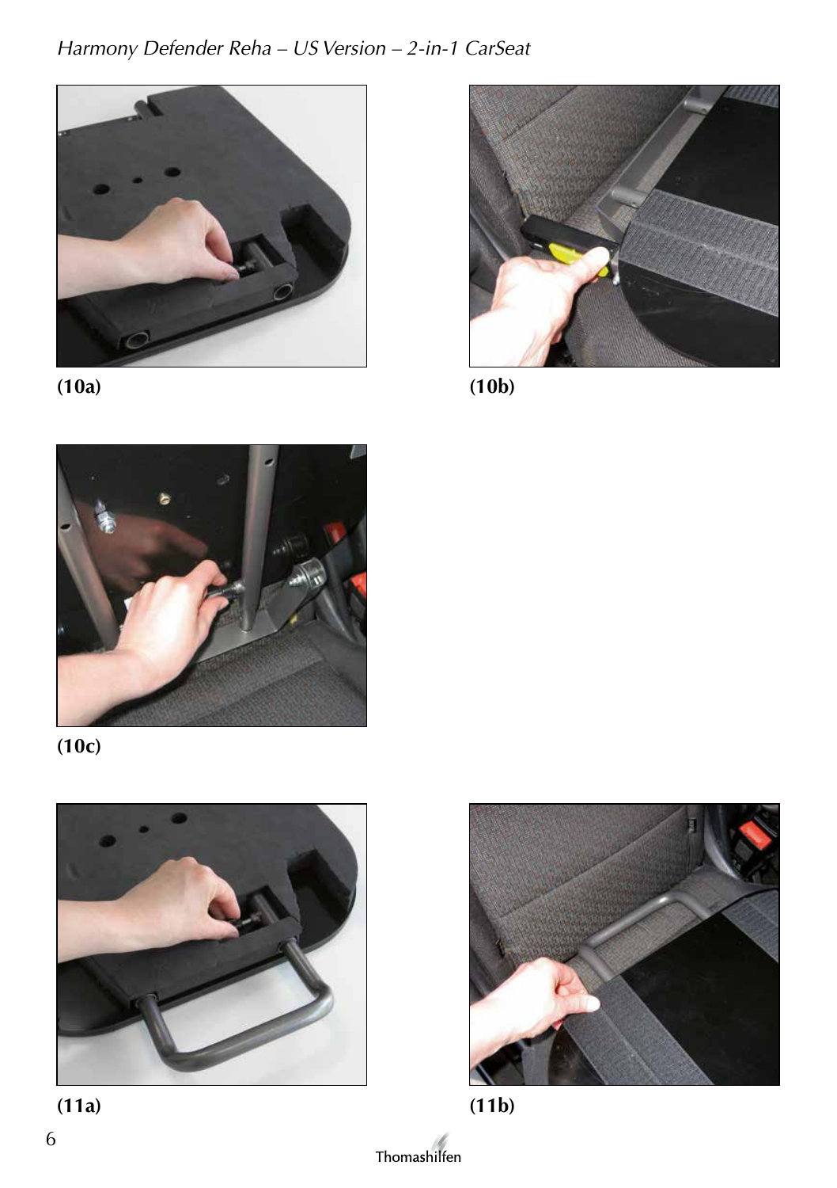(10a)

(10b)

(10c)

(11a)

(11b)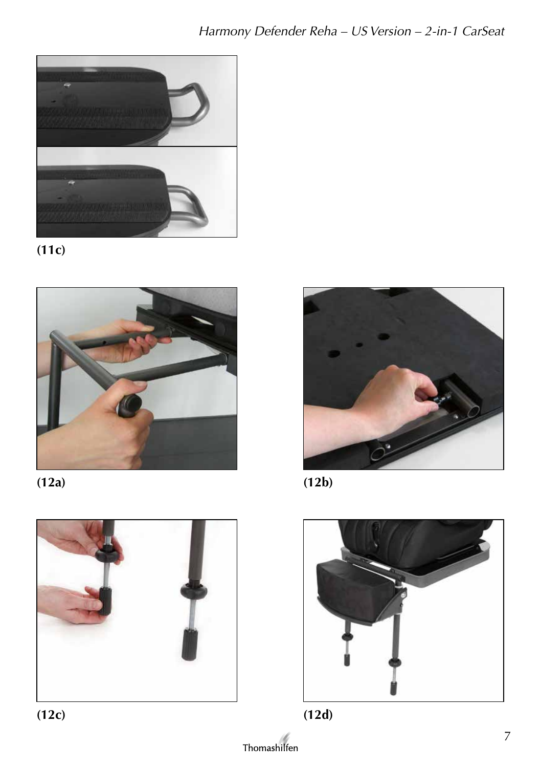(11c)

(12a)

(12b)

(12c)

(12d)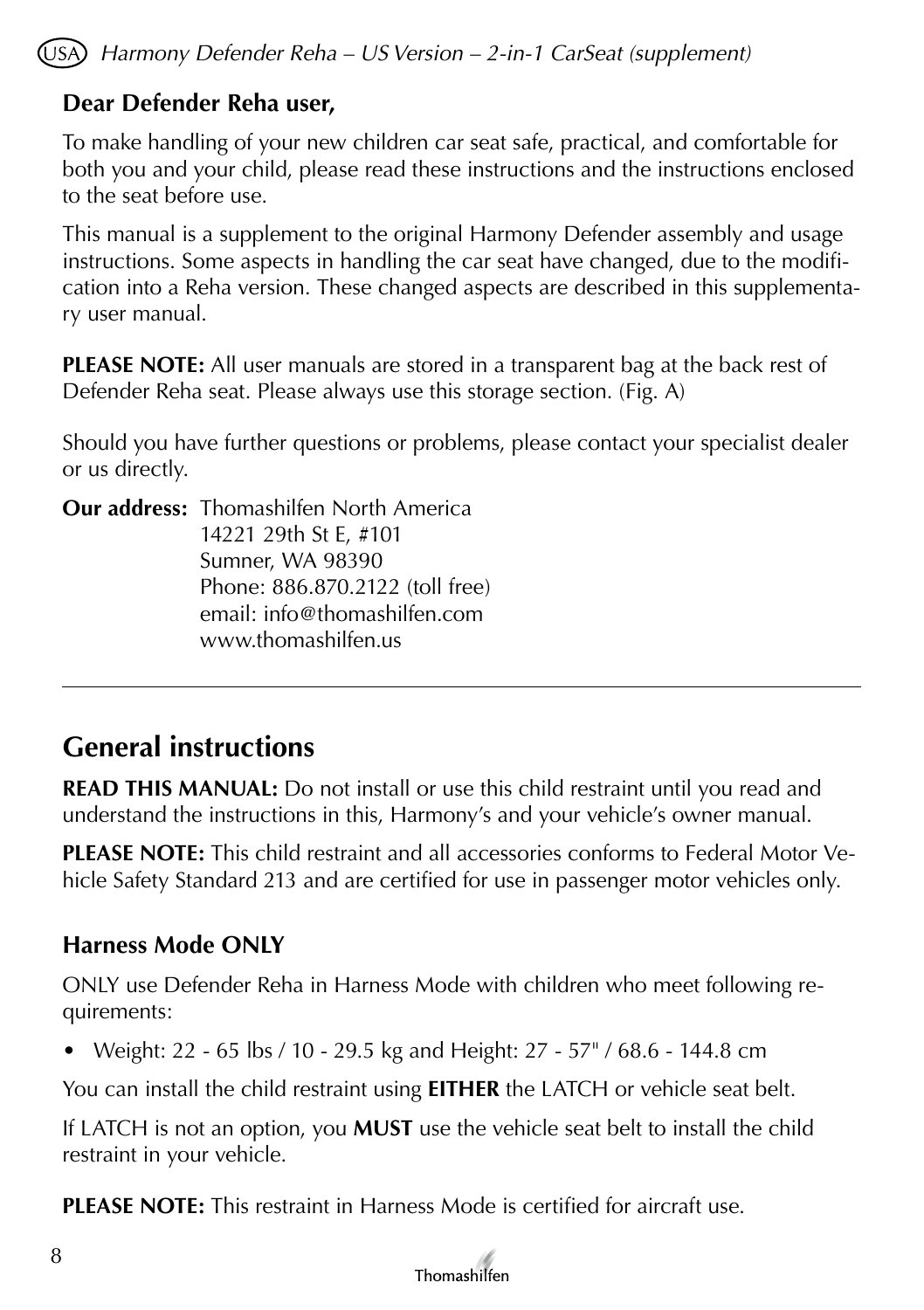**Dear Defender Reha user,**

To make handling of your new children car seat safe, practical, and comfortable for both you and your child, please read these instructions and the instructions enclosed to the seat before use.

This manual is a supplement to the original Harmony Defender assembly and usage instructions. Some aspects in handling the car seat have changed, due to the modification into a Reha version. These changed aspects are described in this supplementary user manual.

**PLEASE NOTE:** All user manuals are stored in a transparent bag at the back rest of Defender Reha seat. Please always use this storage section. (Fig. A)

Should you have further questions or problems, please contact your specialist dealer or us directly.

**Our address:** Thomashilfen North America
14221 29th St E, #101
Sumner, WA 98390
Phone: 886.870.2122 (toll free)
email: info@thomashilfen.com
www.thomashilfen.us

---

## General instructions

**READ THIS MANUAL:** Do not install or use this child restraint until you read and understand the instructions in this, Harmony's and your vehicle's owner manual.

**PLEASE NOTE:** This child restraint and all accessories conforms to Federal Motor Vehicle Safety Standard 213 and are certified for use in passenger motor vehicles only.

### Harness Mode ONLY

ONLY use Defender Reha in Harness Mode with children who meet following requirements:

- Weight: 22 - 65 lbs / 10 - 29.5 kg and Height: 27 - 57" / 68.6 - 144.8 cm

You can install the child restraint using **EITHER** the LATCH or vehicle seat belt.

If LATCH is not an option, you **MUST** use the vehicle seat belt to install the child restraint in your vehicle.

**PLEASE NOTE:** This restraint in Harness Mode is certified for aircraft use.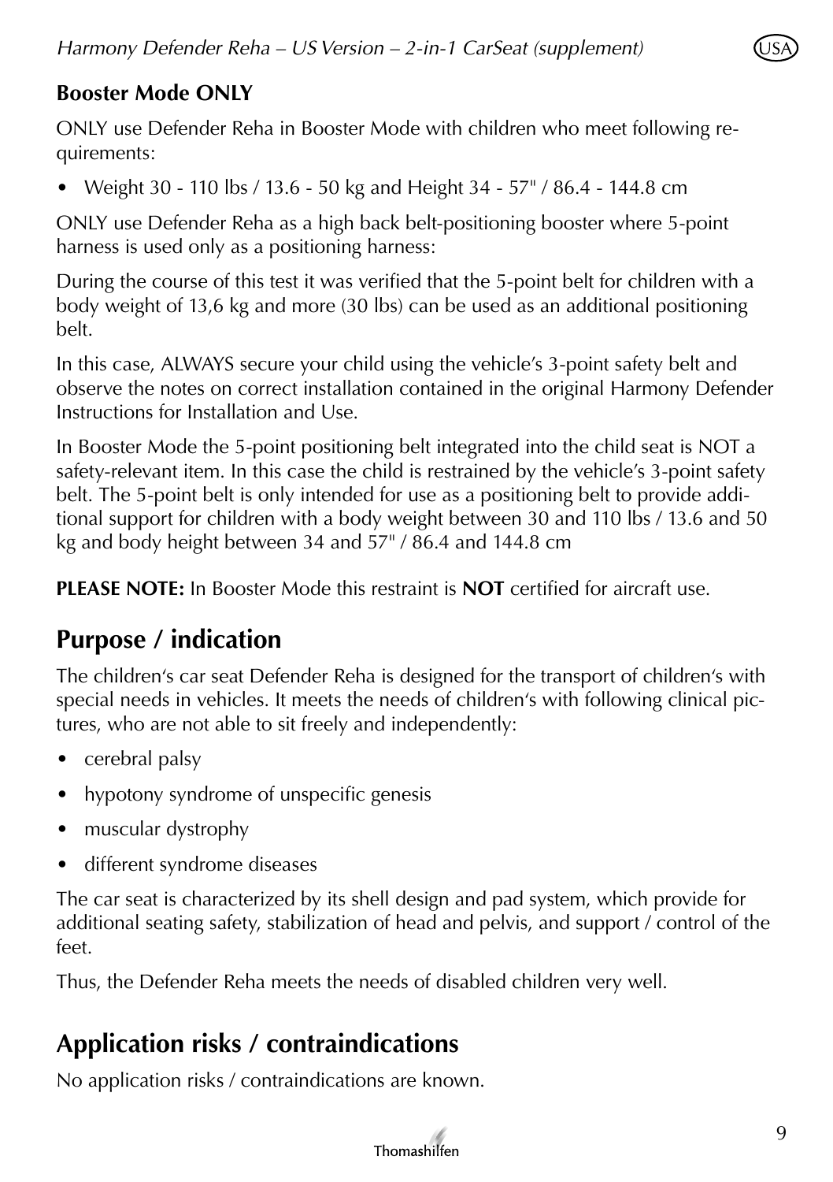**Booster Mode ONLY**

ONLY use Defender Reha in Booster Mode with children who meet following requirements:

- Weight 30 - 110 lbs / 13.6 - 50 kg and Height 34 - 57" / 86.4 - 144.8 cm

ONLY use Defender Reha as a high back belt-positioning booster where 5-point harness is used only as a positioning harness:

During the course of this test it was verified that the 5-point belt for children with a body weight of 13,6 kg and more (30 lbs) can be used as an additional positioning belt.

In this case, ALWAYS secure your child using the vehicle's 3-point safety belt and observe the notes on correct installation contained in the original Harmony Defender Instructions for Installation and Use.

In Booster Mode the 5-point positioning belt integrated into the child seat is NOT a safety-relevant item. In this case the child is restrained by the vehicle's 3-point safety belt. The 5-point belt is only intended for use as a positioning belt to provide additional support for children with a body weight between 30 and 110 lbs / 13.6 and 50 kg and body height between 34 and 57" / 86.4 and 144.8 cm

**PLEASE NOTE:** In Booster Mode this restraint is **NOT** certified for aircraft use.

## Purpose / indication

The children's car seat Defender Reha is designed for the transport of children's with special needs in vehicles. It meets the needs of children's with following clinical pictures, who are not able to sit freely and independently:

- cerebral palsy
- hypotony syndrome of unspecific genesis
- muscular dystrophy
- different syndrome diseases

The car seat is characterized by its shell design and pad system, which provide for additional seating safety, stabilization of head and pelvis, and support / control of the feet.

Thus, the Defender Reha meets the needs of disabled children very well.

## Application risks / contraindications

No application risks / contraindications are known.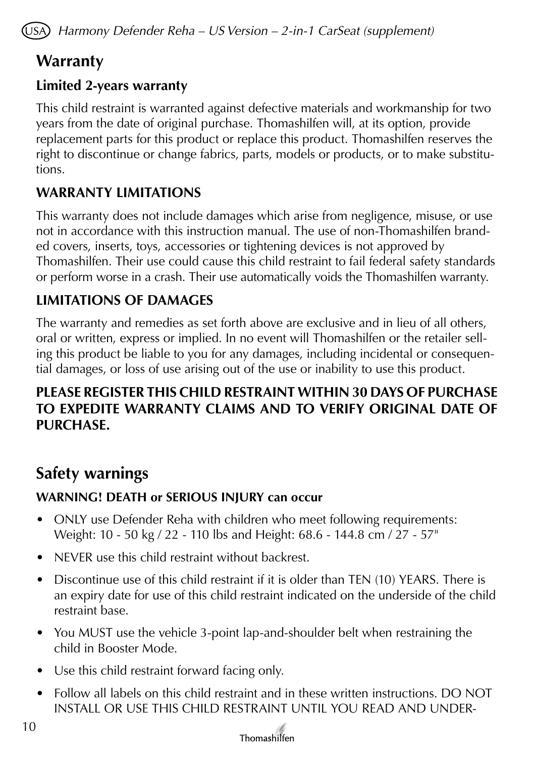## Warranty

### Limited 2-years warranty

This child restraint is warranted against defective materials and workmanship for two years from the date of original purchase. Thomashilfen will, at its option, provide replacement parts for this product or replace this product. Thomashilfen reserves the right to discontinue or change fabrics, parts, models or products, or to make substitutions.

### WARRANTY LIMITATIONS

This warranty does not include damages which arise from negligence, misuse, or use not in accordance with this instruction manual. The use of non-Thomashilfen branded covers, inserts, toys, accessories or tightening devices is not approved by Thomashilfen. Their use could cause this child restraint to fail federal safety standards or perform worse in a crash. Their use automatically voids the Thomashilfen warranty.

### LIMITATIONS OF DAMAGES

The warranty and remedies as set forth above are exclusive and in lieu of all others, oral or written, express or implied. In no event will Thomashilfen or the retailer selling this product be liable to you for any damages, including incidental or consequential damages, or loss of use arising out of the use or inability to use this product.

**PLEASE REGISTER THIS CHILD RESTRAINT WITHIN 30 DAYS OF PURCHASE TO EXPEDITE WARRANTY CLAIMS AND TO VERIFY ORIGINAL DATE OF PURCHASE.**

## Safety warnings

### WARNING! DEATH or SERIOUS INJURY can occur

- ONLY use Defender Reha with children who meet following requirements: Weight: 10 - 50 kg / 22 - 110 lbs and Height: 68.6 - 144.8 cm / 27 - 57"
- NEVER use this child restraint without backrest.
- Discontinue use of this child restraint if it is older than TEN (10) YEARS. There is an expiry date for use of this child restraint indicated on the underside of the child restraint base.
- You MUST use the vehicle 3-point lap-and-shoulder belt when restraining the child in Booster Mode.
- Use this child restraint forward facing only.
- Follow all labels on this child restraint and in these written instructions. DO NOT INSTALL OR USE THIS CHILD RESTRAINT UNTIL YOU READ AND UNDER-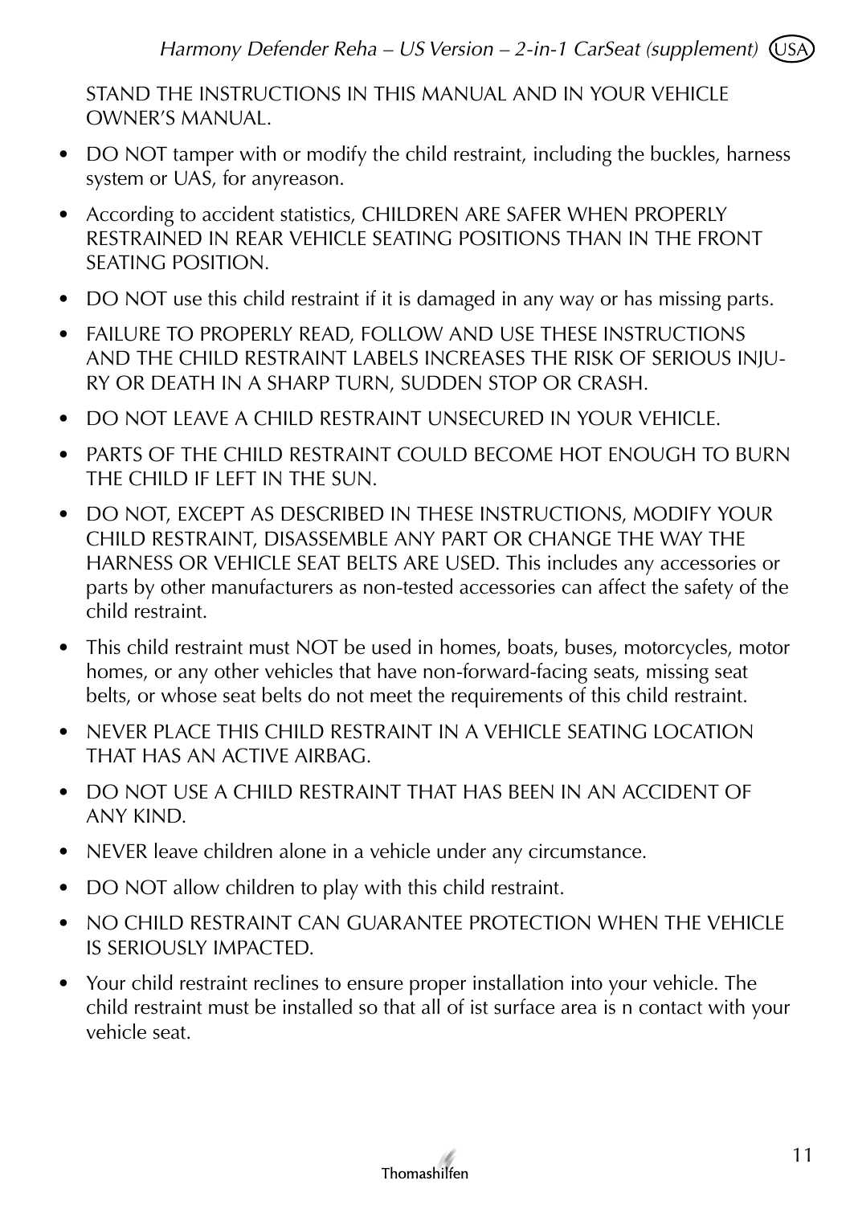STAND THE INSTRUCTIONS IN THIS MANUAL AND IN YOUR VEHICLE OWNER'S MANUAL.

- DO NOT tamper with or modify the child restraint, including the buckles, harness system or UAS, for anyreason.
- According to accident statistics, CHILDREN ARE SAFER WHEN PROPERLY RESTRAINED IN REAR VEHICLE SEATING POSITIONS THAN IN THE FRONT SEATING POSITION.
- DO NOT use this child restraint if it is damaged in any way or has missing parts.
- FAILURE TO PROPERLY READ, FOLLOW AND USE THESE INSTRUCTIONS AND THE CHILD RESTRAINT LABELS INCREASES THE RISK OF SERIOUS INJURY OR DEATH IN A SHARP TURN, SUDDEN STOP OR CRASH.
- DO NOT LEAVE A CHILD RESTRAINT UNSECURED IN YOUR VEHICLE.
- PARTS OF THE CHILD RESTRAINT COULD BECOME HOT ENOUGH TO BURN THE CHILD IF LEFT IN THE SUN.
- DO NOT, EXCEPT AS DESCRIBED IN THESE INSTRUCTIONS, MODIFY YOUR CHILD RESTRAINT, DISASSEMBLE ANY PART OR CHANGE THE WAY THE HARNESS OR VEHICLE SEAT BELTS ARE USED. This includes any accessories or parts by other manufacturers as non-tested accessories can affect the safety of the child restraint.
- This child restraint must NOT be used in homes, boats, buses, motorcycles, motor homes, or any other vehicles that have non-forward-facing seats, missing seat belts, or whose seat belts do not meet the requirements of this child restraint.
- NEVER PLACE THIS CHILD RESTRAINT IN A VEHICLE SEATING LOCATION THAT HAS AN ACTIVE AIRBAG.
- DO NOT USE A CHILD RESTRAINT THAT HAS BEEN IN AN ACCIDENT OF ANY KIND.
- NEVER leave children alone in a vehicle under any circumstance.
- DO NOT allow children to play with this child restraint.
- NO CHILD RESTRAINT CAN GUARANTEE PROTECTION WHEN THE VEHICLE IS SERIOUSLY IMPACTED.
- Your child restraint reclines to ensure proper installation into your vehicle. The child restraint must be installed so that all of ist surface area is n contact with your vehicle seat.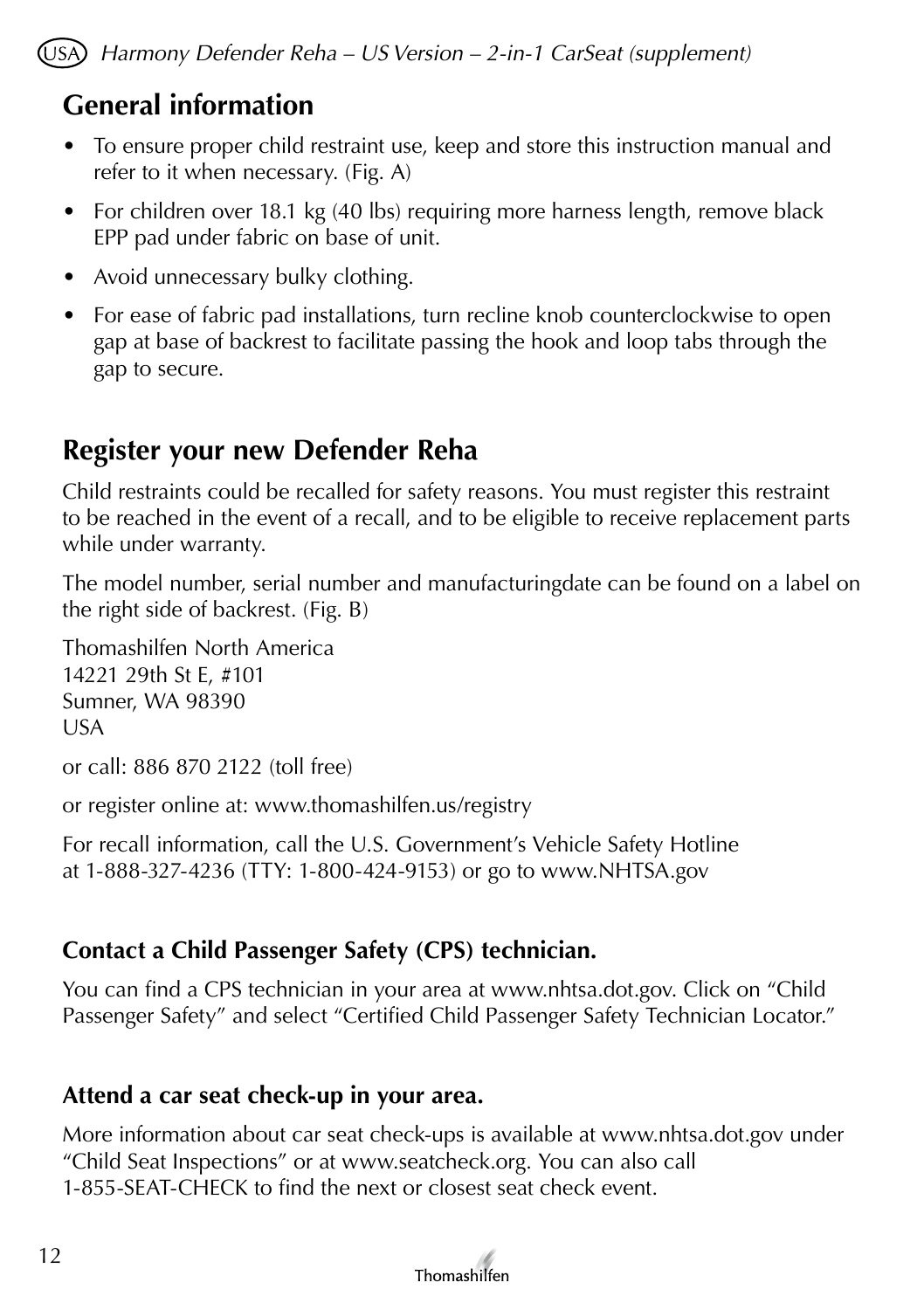## General information

- To ensure proper child restraint use, keep and store this instruction manual and refer to it when necessary. (Fig. A)
- For children over 18.1 kg (40 lbs) requiring more harness length, remove black EPP pad under fabric on base of unit.
- Avoid unnecessary bulky clothing.
- For ease of fabric pad installations, turn recline knob counterclockwise to open gap at base of backrest to facilitate passing the hook and loop tabs through the gap to secure.

## Register your new Defender Reha

Child restraints could be recalled for safety reasons. You must register this restraint to be reached in the event of a recall, and to be eligible to receive replacement parts while under warranty.

The model number, serial number and manufacturingdate can be found on a label on the right side of backrest. (Fig. B)

Thomashilfen North America
14221 29th St E, #101
Sumner, WA 98390
USA

or call: 886 870 2122 (toll free)

or register online at: www.thomashilfen.us/registry

For recall information, call the U.S. Government's Vehicle Safety Hotline at 1-888-327-4236 (TTY: 1-800-424-9153) or go to www.NHTSA.gov

### Contact a Child Passenger Safety (CPS) technician.

You can find a CPS technician in your area at www.nhtsa.dot.gov. Click on "Child Passenger Safety" and select "Certified Child Passenger Safety Technician Locator."

### Attend a car seat check-up in your area.

More information about car seat check-ups is available at www.nhtsa.dot.gov under "Child Seat Inspections" or at www.seatcheck.org. You can also call 1-855-SEAT-CHECK to find the next or closest seat check event.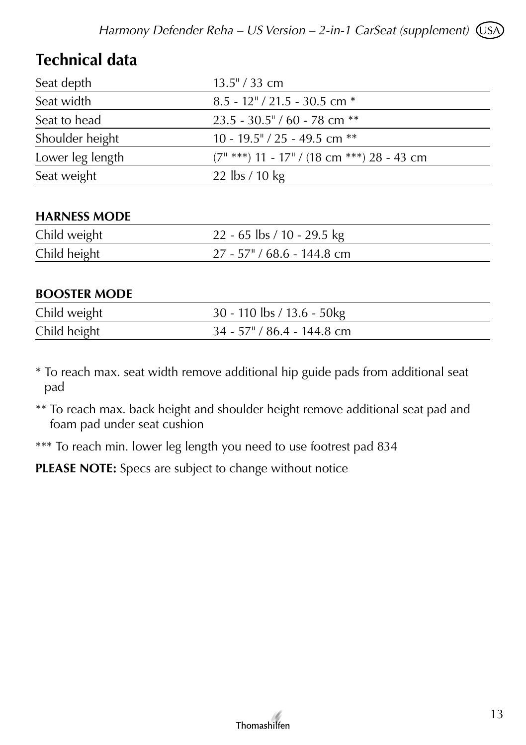## Technical data

| | |
|---|---|
| Seat depth | 13.5" / 33 cm |
| Seat width | 8.5 - 12" / 21.5 - 30.5 cm * |
| Seat to head | 23.5 - 30.5" / 60 - 78 cm ** |
| Shoulder height | 10 - 19.5" / 25 - 49.5 cm ** |
| Lower leg length | (7" ***) 11 - 17" / (18 cm ***) 28 - 43 cm |
| Seat weight | 22 lbs / 10 kg |

| **HARNESS MODE** | |
|---|---|
| Child weight | 22 - 65 lbs / 10 - 29.5 kg |
| Child height | 27 - 57" / 68.6 - 144.8 cm |

| **BOOSTER MODE** | |
|---|---|
| Child weight | 30 - 110 lbs / 13.6 - 50kg |
| Child height | 34 - 57" / 86.4 - 144.8 cm |

* To reach max. seat width remove additional hip guide pads from additional seat pad

** To reach max. back height and shoulder height remove additional seat pad and foam pad under seat cushion

*** To reach min. lower leg length you need to use footrest pad 834

**PLEASE NOTE:** Specs are subject to change without notice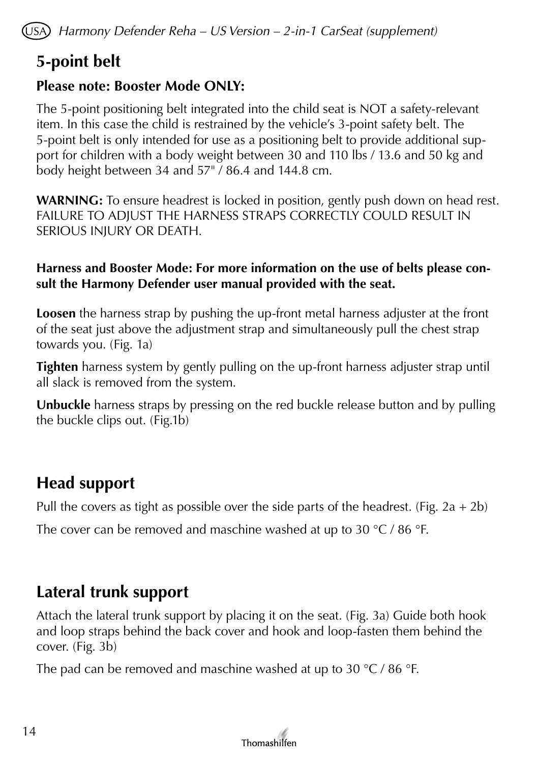## 5-point belt

**Please note: Booster Mode ONLY:**

The 5-point positioning belt integrated into the child seat is NOT a safety-relevant item. In this case the child is restrained by the vehicle's 3-point safety belt. The 5-point belt is only intended for use as a positioning belt to provide additional support for children with a body weight between 30 and 110 lbs / 13.6 and 50 kg and body height between 34 and 57" / 86.4 and 144.8 cm.

**WARNING:** To ensure headrest is locked in position, gently push down on head rest. FAILURE TO ADJUST THE HARNESS STRAPS CORRECTLY COULD RESULT IN SERIOUS INJURY OR DEATH.

**Harness and Booster Mode: For more information on the use of belts please consult the Harmony Defender user manual provided with the seat.**

**Loosen** the harness strap by pushing the up-front metal harness adjuster at the front of the seat just above the adjustment strap and simultaneously pull the chest strap towards you. (Fig. 1a)

**Tighten** harness system by gently pulling on the up-front harness adjuster strap until all slack is removed from the system.

**Unbuckle** harness straps by pressing on the red buckle release button and by pulling the buckle clips out. (Fig.1b)

## Head support

Pull the covers as tight as possible over the side parts of the headrest. (Fig. 2a + 2b)

The cover can be removed and maschine washed at up to 30 °C / 86 °F.

## Lateral trunk support

Attach the lateral trunk support by placing it on the seat. (Fig. 3a) Guide both hook and loop straps behind the back cover and hook and loop-fasten them behind the cover. (Fig. 3b)

The pad can be removed and maschine washed at up to 30 °C / 86 °F.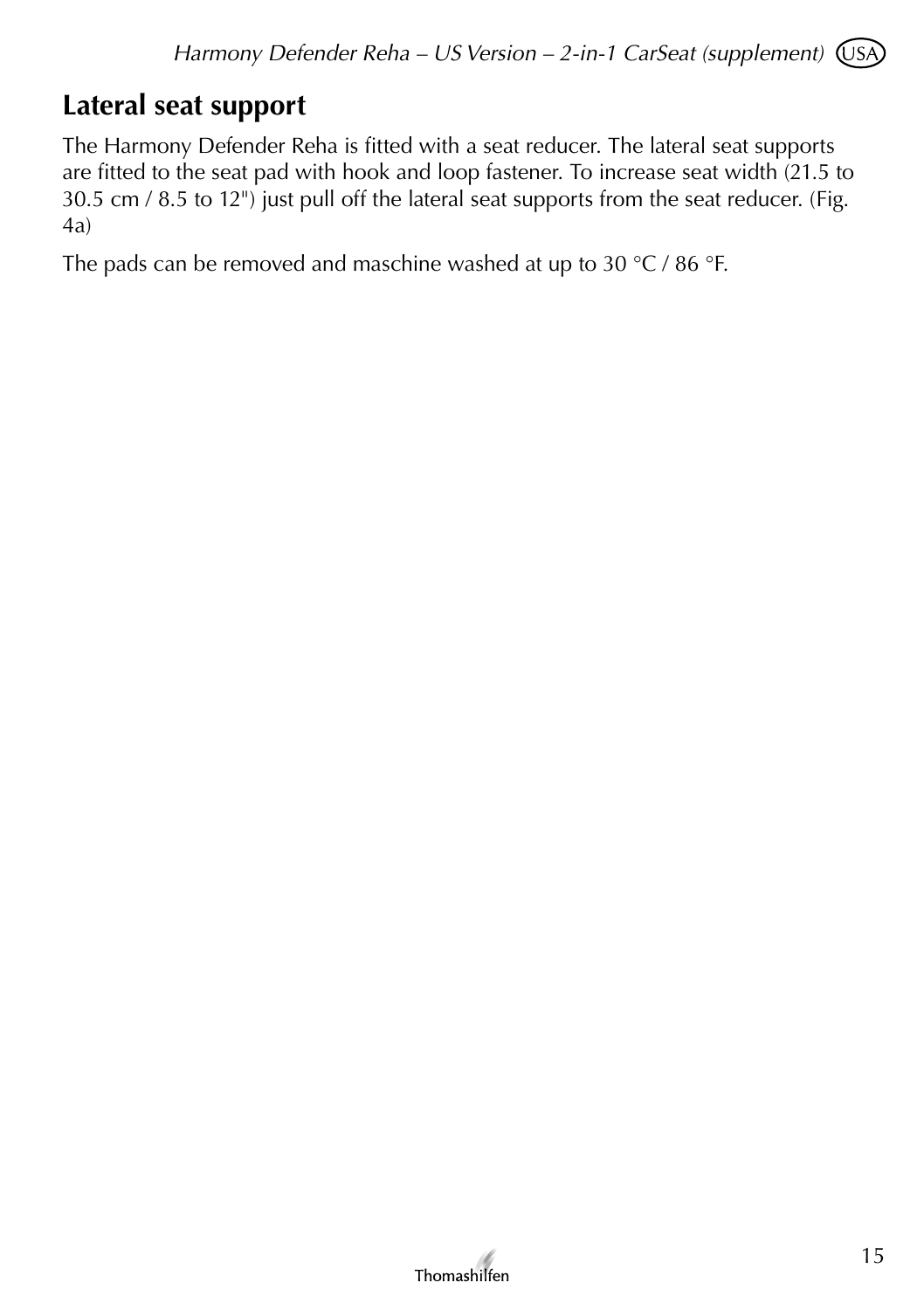## Lateral seat support

The Harmony Defender Reha is fitted with a seat reducer. The lateral seat supports are fitted to the seat pad with hook and loop fastener. To increase seat width (21.5 to 30.5 cm / 8.5 to 12") just pull off the lateral seat supports from the seat reducer. (Fig. 4a)

The pads can be removed and maschine washed at up to 30 °C / 86 °F.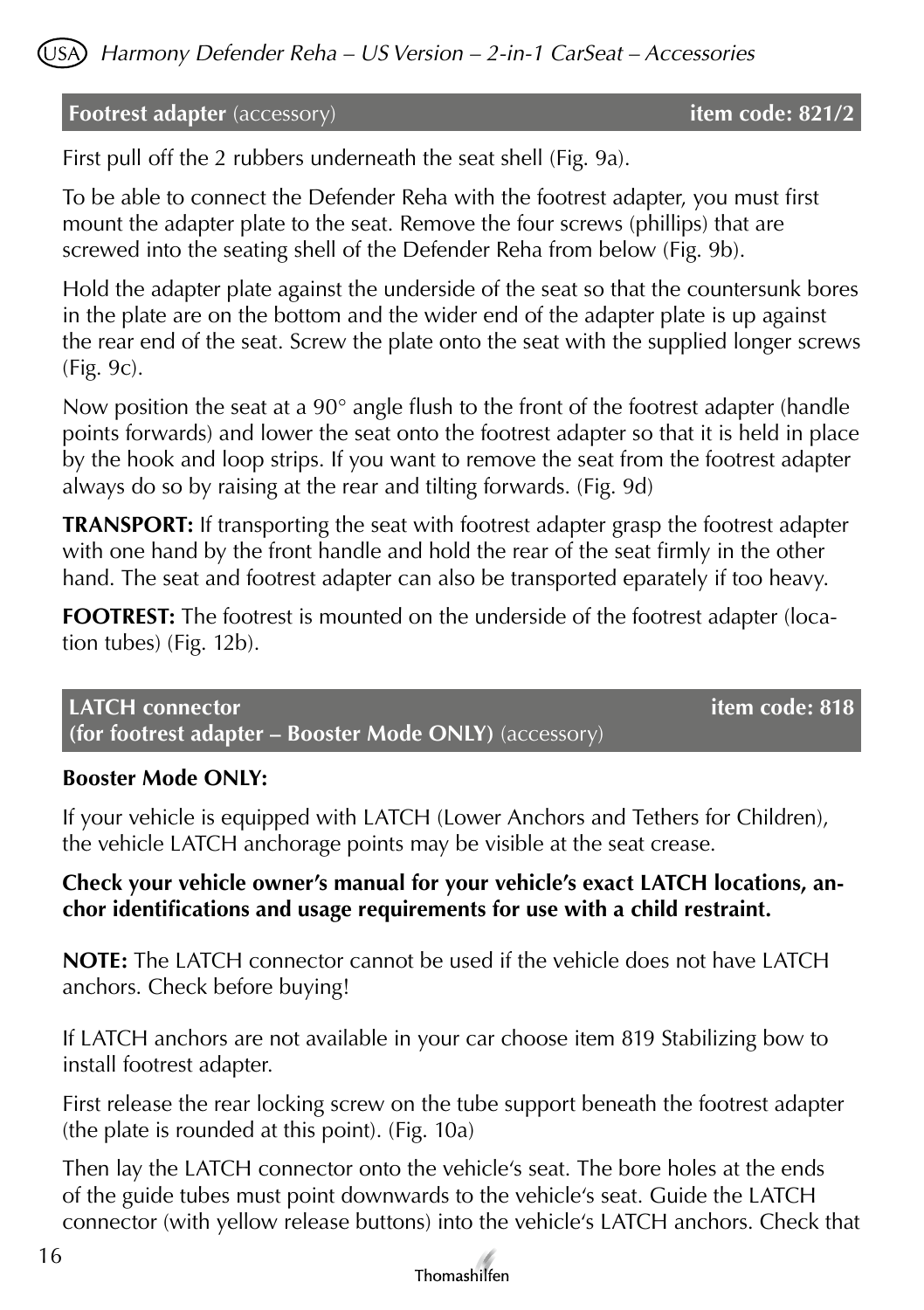## **Footrest adapter** (accessory) **item code: 821/2**

First pull off the 2 rubbers underneath the seat shell (Fig. 9a).

To be able to connect the Defender Reha with the footrest adapter, you must first mount the adapter plate to the seat. Remove the four screws (phillips) that are screwed into the seating shell of the Defender Reha from below (Fig. 9b).

Hold the adapter plate against the underside of the seat so that the countersunk bores in the plate are on the bottom and the wider end of the adapter plate is up against the rear end of the seat. Screw the plate onto the seat with the supplied longer screws (Fig. 9c).

Now position the seat at a 90° angle flush to the front of the footrest adapter (handle points forwards) and lower the seat onto the footrest adapter so that it is held in place by the hook and loop strips. If you want to remove the seat from the footrest adapter always do so by raising at the rear and tilting forwards. (Fig. 9d)

**TRANSPORT:** If transporting the seat with footrest adapter grasp the footrest adapter with one hand by the front handle and hold the rear of the seat firmly in the other hand. The seat and footrest adapter can also be transported eparately if too heavy.

**FOOTREST:** The footrest is mounted on the underside of the footrest adapter (location tubes) (Fig. 12b).

## **LATCH connector (for footrest adapter – Booster Mode ONLY)** (accessory) **item code: 818**

**Booster Mode ONLY:**

If your vehicle is equipped with LATCH (Lower Anchors and Tethers for Children), the vehicle LATCH anchorage points may be visible at the seat crease.

**Check your vehicle owner's manual for your vehicle's exact LATCH locations, anchor identifications and usage requirements for use with a child restraint.**

**NOTE:** The LATCH connector cannot be used if the vehicle does not have LATCH anchors. Check before buying!

If LATCH anchors are not available in your car choose item 819 Stabilizing bow to install footrest adapter.

First release the rear locking screw on the tube support beneath the footrest adapter (the plate is rounded at this point). (Fig. 10a)

Then lay the LATCH connector onto the vehicle's seat. The bore holes at the ends of the guide tubes must point downwards to the vehicle's seat. Guide the LATCH connector (with yellow release buttons) into the vehicle's LATCH anchors. Check that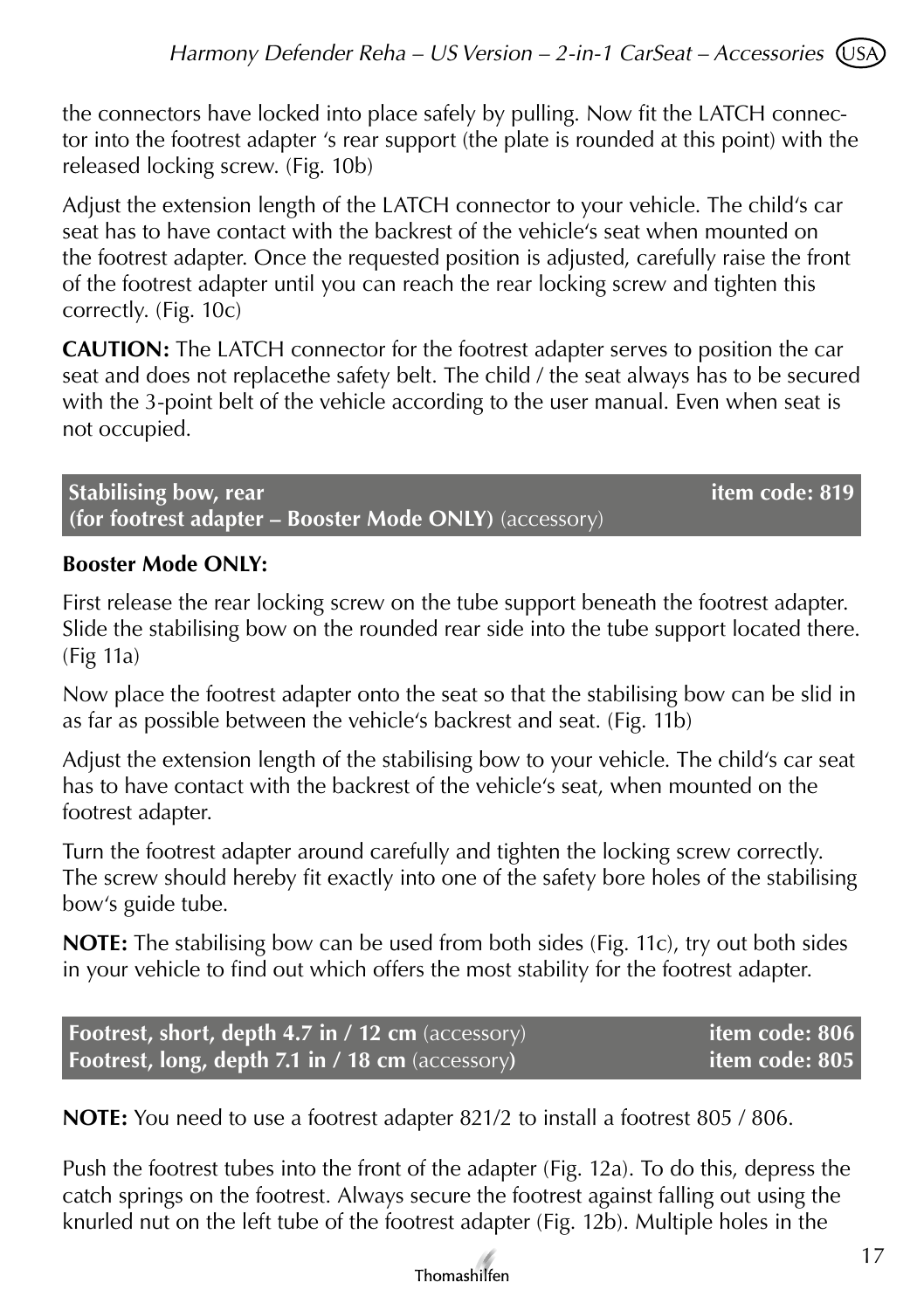the connectors have locked into place safely by pulling. Now fit the LATCH connector into the footrest adapter ‘s rear support (the plate is rounded at this point) with the released locking screw. (Fig. 10b)

Adjust the extension length of the LATCH connector to your vehicle. The child‘s car seat has to have contact with the backrest of the vehicle‘s seat when mounted on the footrest adapter. Once the requested position is adjusted, carefully raise the front of the footrest adapter until you can reach the rear locking screw and tighten this correctly. (Fig. 10c)

**CAUTION:** The LATCH connector for the footrest adapter serves to position the car seat and does not replacethe safety belt. The child / the seat always has to be secured with the 3-point belt of the vehicle according to the user manual. Even when seat is not occupied.

## Stabilising bow, rear (for footrest adapter – Booster Mode ONLY) (accessory) — item code: 819

**Booster Mode ONLY:**

First release the rear locking screw on the tube support beneath the footrest adapter. Slide the stabilising bow on the rounded rear side into the tube support located there. (Fig 11a)

Now place the footrest adapter onto the seat so that the stabilising bow can be slid in as far as possible between the vehicle‘s backrest and seat. (Fig. 11b)

Adjust the extension length of the stabilising bow to your vehicle. The child‘s car seat has to have contact with the backrest of the vehicle‘s seat, when mounted on the footrest adapter.

Turn the footrest adapter around carefully and tighten the locking screw correctly. The screw should hereby fit exactly into one of the safety bore holes of the stabilising bow‘s guide tube.

**NOTE:** The stabilising bow can be used from both sides (Fig. 11c), try out both sides in your vehicle to find out which offers the most stability for the footrest adapter.

## Footrest, short, depth 4.7 in / 12 cm (accessory) — item code: 806
## Footrest, long, depth 7.1 in / 18 cm (accessory) — item code: 805

**NOTE:** You need to use a footrest adapter 821/2 to install a footrest 805 / 806.

Push the footrest tubes into the front of the adapter (Fig. 12a). To do this, depress the catch springs on the footrest. Always secure the footrest against falling out using the knurled nut on the left tube of the footrest adapter (Fig. 12b). Multiple holes in the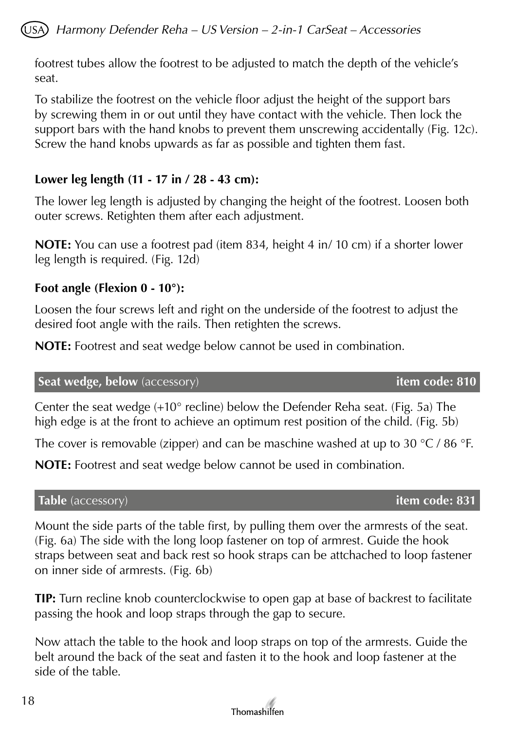footrest tubes allow the footrest to be adjusted to match the depth of the vehicle's seat.

To stabilize the footrest on the vehicle floor adjust the height of the support bars by screwing them in or out until they have contact with the vehicle. Then lock the support bars with the hand knobs to prevent them unscrewing accidentally (Fig. 12c). Screw the hand knobs upwards as far as possible and tighten them fast.

**Lower leg length (11 - 17 in / 28 - 43 cm):**

The lower leg length is adjusted by changing the height of the footrest. Loosen both outer screws. Retighten them after each adjustment.

**NOTE:** You can use a footrest pad (item 834, height 4 in/ 10 cm) if a shorter lower leg length is required. (Fig. 12d)

**Foot angle (Flexion 0 - 10°):**

Loosen the four screws left and right on the underside of the footrest to adjust the desired foot angle with the rails. Then retighten the screws.

**NOTE:** Footrest and seat wedge below cannot be used in combination.

## **Seat wedge, below** (accessory) — **item code: 810**

Center the seat wedge (+10° recline) below the Defender Reha seat. (Fig. 5a) The high edge is at the front to achieve an optimum rest position of the child. (Fig. 5b)

The cover is removable (zipper) and can be maschine washed at up to 30 °C / 86 °F.

**NOTE:** Footrest and seat wedge below cannot be used in combination.

## **Table** (accessory) — **item code: 831**

Mount the side parts of the table first, by pulling them over the armrests of the seat. (Fig. 6a) The side with the long loop fastener on top of armrest. Guide the hook straps between seat and back rest so hook straps can be attchached to loop fastener on inner side of armrests. (Fig. 6b)

**TIP:** Turn recline knob counterclockwise to open gap at base of backrest to facilitate passing the hook and loop straps through the gap to secure.

Now attach the table to the hook and loop straps on top of the armrests. Guide the belt around the back of the seat and fasten it to the hook and loop fastener at the side of the table.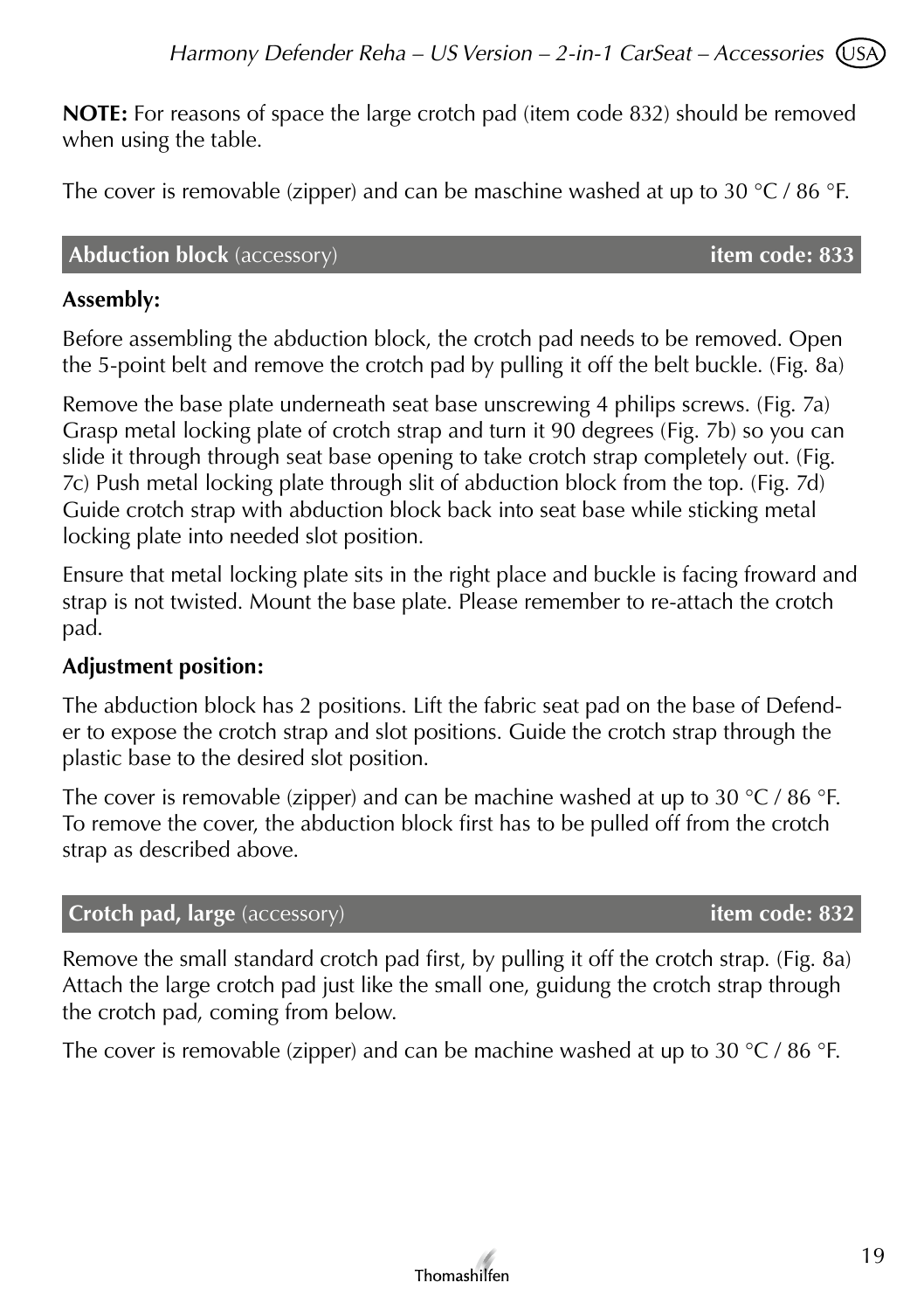**NOTE:** For reasons of space the large crotch pad (item code 832) should be removed when using the table.

The cover is removable (zipper) and can be maschine washed at up to 30 °C / 86 °F.

## Abduction block (accessory) — item code: 833

**Assembly:**

Before assembling the abduction block, the crotch pad needs to be removed. Open the 5-point belt and remove the crotch pad by pulling it off the belt buckle. (Fig. 8a)

Remove the base plate underneath seat base unscrewing 4 philips screws. (Fig. 7a) Grasp metal locking plate of crotch strap and turn it 90 degrees (Fig. 7b) so you can slide it through through seat base opening to take crotch strap completely out. (Fig. 7c) Push metal locking plate through slit of abduction block from the top. (Fig. 7d) Guide crotch strap with abduction block back into seat base while sticking metal locking plate into needed slot position.

Ensure that metal locking plate sits in the right place and buckle is facing froward and strap is not twisted. Mount the base plate. Please remember to re-attach the crotch pad.

**Adjustment position:**

The abduction block has 2 positions. Lift the fabric seat pad on the base of Defender to expose the crotch strap and slot positions. Guide the crotch strap through the plastic base to the desired slot position.

The cover is removable (zipper) and can be machine washed at up to 30 °C / 86 °F. To remove the cover, the abduction block first has to be pulled off from the crotch strap as described above.

## Crotch pad, large (accessory) — item code: 832

Remove the small standard crotch pad first, by pulling it off the crotch strap. (Fig. 8a) Attach the large crotch pad just like the small one, guidung the crotch strap through the crotch pad, coming from below.

The cover is removable (zipper) and can be machine washed at up to 30 °C / 86 °F.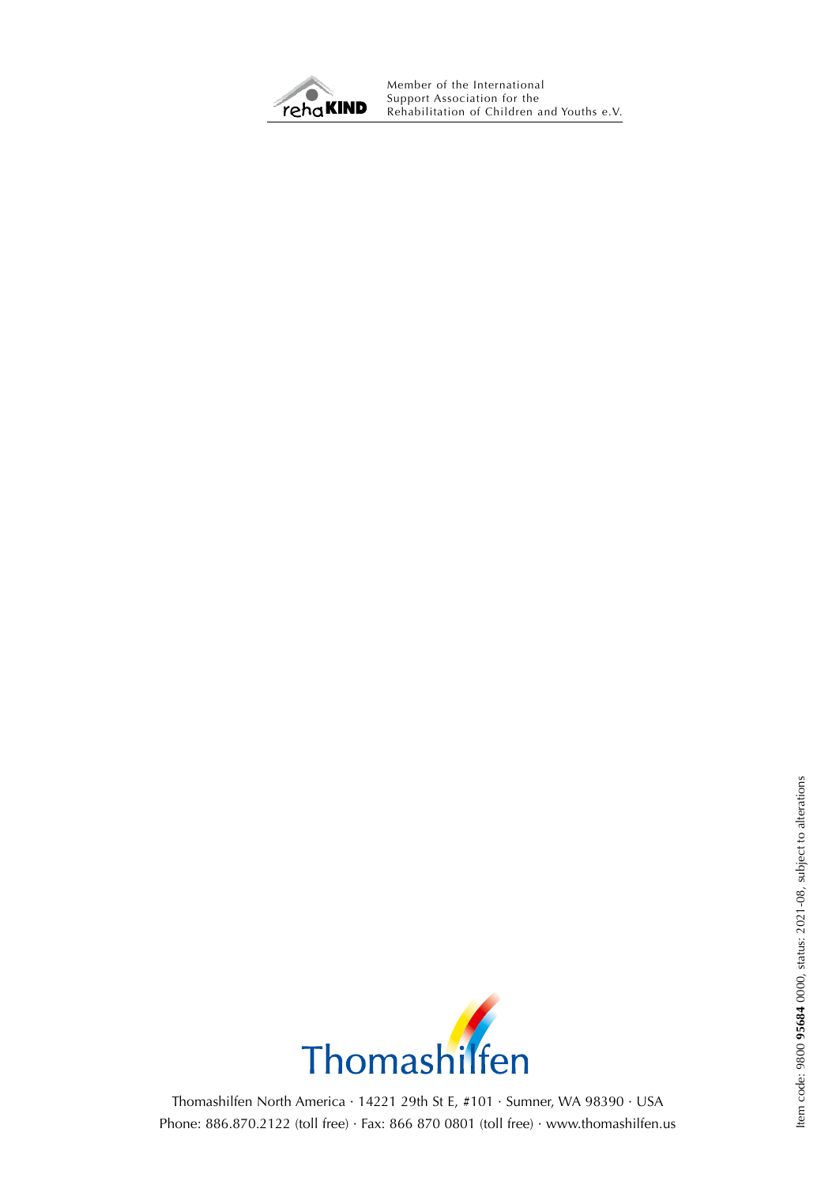rehaKIND

Member of the International Support Association for the Rehabilitation of Children and Youths e.V.

Thomashilfen

Thomashilfen North America · 14221 29th St E, #101 · Sumner, WA 98390 · USA
Phone: 886.870.2122 (toll free) · Fax: 866 870 0801 (toll free) · www.thomashilfen.us

Item code: 9800 **95684** 0000, status: 2021-08, subject to alterations